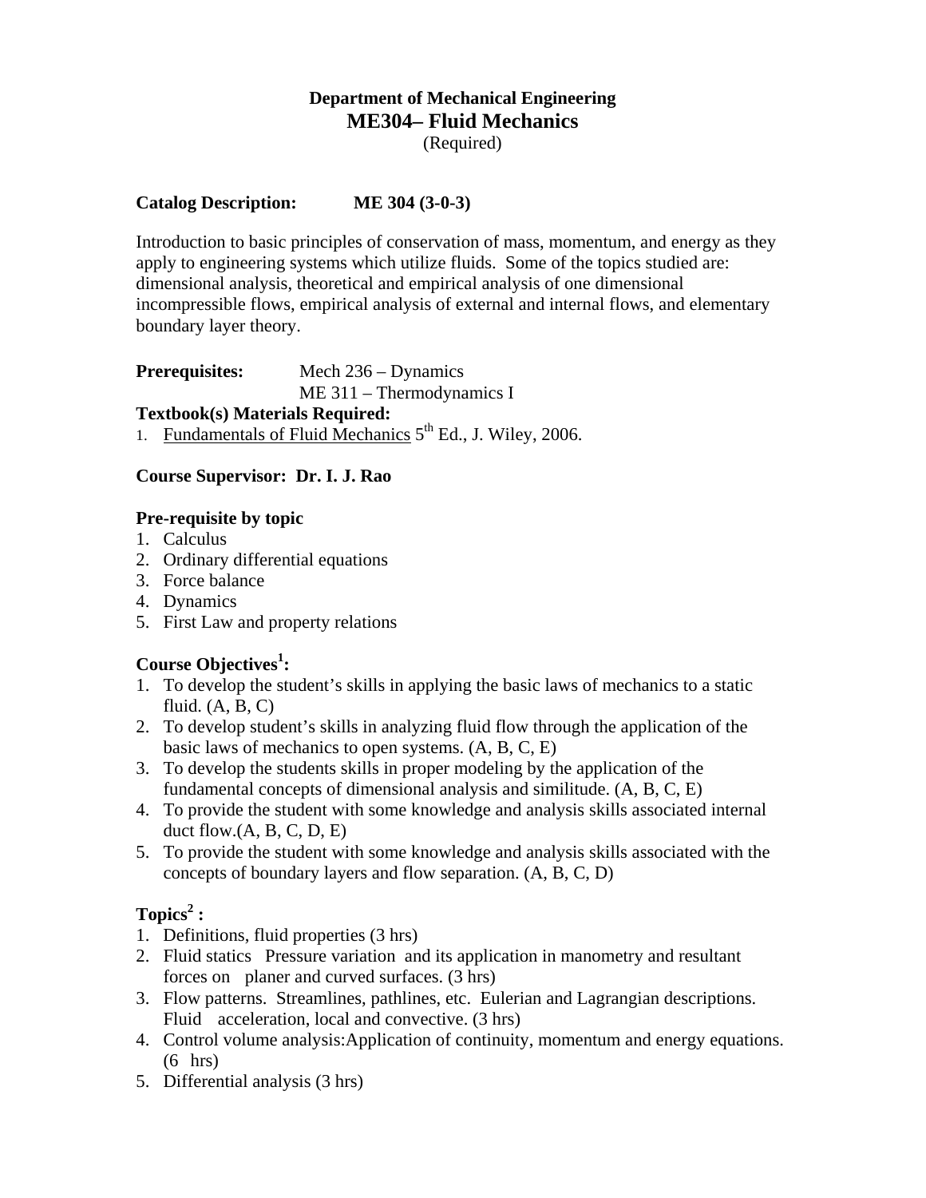**Department of Mechanical Engineering**

# ME304– Fluid Mechanics

(Required)

**Catalog Description: ME 304 (3-0-3)**

Introduction to basic principles of conservation of mass, momentum, and energy as they apply to engineering systems which utilize fluids. Some of the topics studied are: dimensional analysis, theoretical and empirical analysis of one dimensional incompressible flows, empirical analysis of external and internal flows, and elementary boundary layer theory.

**Prerequisites:** Mech 236 – Dynamics
ME 311 – Thermodynamics I

**Textbook(s) Materials Required:**

1. Fundamentals of Fluid Mechanics 5th Ed., J. Wiley, 2006.

**Course Supervisor: Dr. I. J. Rao**

**Pre-requisite by topic**

1. Calculus
2. Ordinary differential equations
3. Force balance
4. Dynamics
5. First Law and property relations

**Course Objectives[1]:**

1. To develop the student's skills in applying the basic laws of mechanics to a static fluid. (A, B, C)
2. To develop student's skills in analyzing fluid flow through the application of the basic laws of mechanics to open systems. (A, B, C, E)
3. To develop the students skills in proper modeling by the application of the fundamental concepts of dimensional analysis and similitude. (A, B, C, E)
4. To provide the student with some knowledge and analysis skills associated internal duct flow.(A, B, C, D, E)
5. To provide the student with some knowledge and analysis skills associated with the concepts of boundary layers and flow separation. (A, B, C, D)

**Topics[2] :**

1. Definitions, fluid properties (3 hrs)
2. Fluid statics Pressure variation and its application in manometry and resultant forces on planer and curved surfaces. (3 hrs)
3. Flow patterns. Streamlines, pathlines, etc. Eulerian and Lagrangian descriptions. Fluid acceleration, local and convective. (3 hrs)
4. Control volume analysis:Application of continuity, momentum and energy equations. (6 hrs)
5. Differential analysis (3 hrs)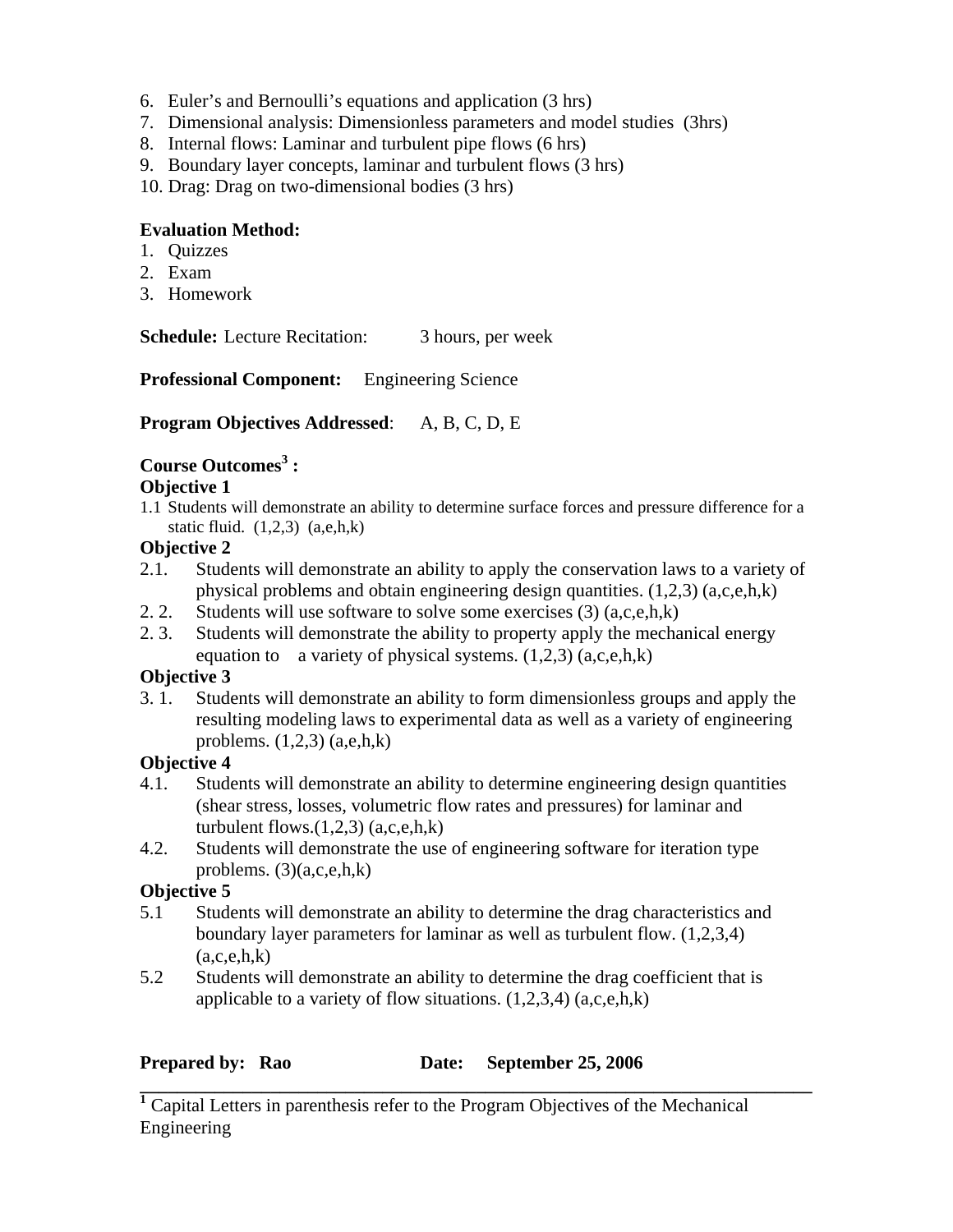6. Euler's and Bernoulli's equations and application (3 hrs)
7. Dimensional analysis: Dimensionless parameters and model studies (3hrs)
8. Internal flows: Laminar and turbulent pipe flows (6 hrs)
9. Boundary layer concepts, laminar and turbulent flows (3 hrs)
10. Drag: Drag on two-dimensional bodies (3 hrs)

**Evaluation Method:**

1. Quizzes
2. Exam
3. Homework

**Schedule:** Lecture Recitation: 3 hours, per week

**Professional Component:** Engineering Science

**Program Objectives Addressed**: A, B, C, D, E

**Course Outcomes[3] :**

**Objective 1**

1.1 Students will demonstrate an ability to determine surface forces and pressure difference for a static fluid. (1,2,3) (a,e,h,k)

**Objective 2**

2.1. Students will demonstrate an ability to apply the conservation laws to a variety of physical problems and obtain engineering design quantities. (1,2,3) (a,c,e,h,k)

2. 2. Students will use software to solve some exercises (3) (a,c,e,h,k)

2. 3. Students will demonstrate the ability to property apply the mechanical energy equation to a variety of physical systems. (1,2,3) (a,c,e,h,k)

**Objective 3**

3. 1. Students will demonstrate an ability to form dimensionless groups and apply the resulting modeling laws to experimental data as well as a variety of engineering problems. (1,2,3) (a,e,h,k)

**Objective 4**

4.1. Students will demonstrate an ability to determine engineering design quantities (shear stress, losses, volumetric flow rates and pressures) for laminar and turbulent flows.(1,2,3) (a,c,e,h,k)

4.2. Students will demonstrate the use of engineering software for iteration type problems. (3)(a,c,e,h,k)

**Objective 5**

5.1 Students will demonstrate an ability to determine the drag characteristics and boundary layer parameters for laminar as well as turbulent flow. (1,2,3,4) (a,c,e,h,k)

5.2 Students will demonstrate an ability to determine the drag coefficient that is applicable to a variety of flow situations. (1,2,3,4) (a,c,e,h,k)

**Prepared by: Rao** **Date: September 25, 2006**

---

[1] Capital Letters in parenthesis refer to the Program Objectives of the Mechanical Engineering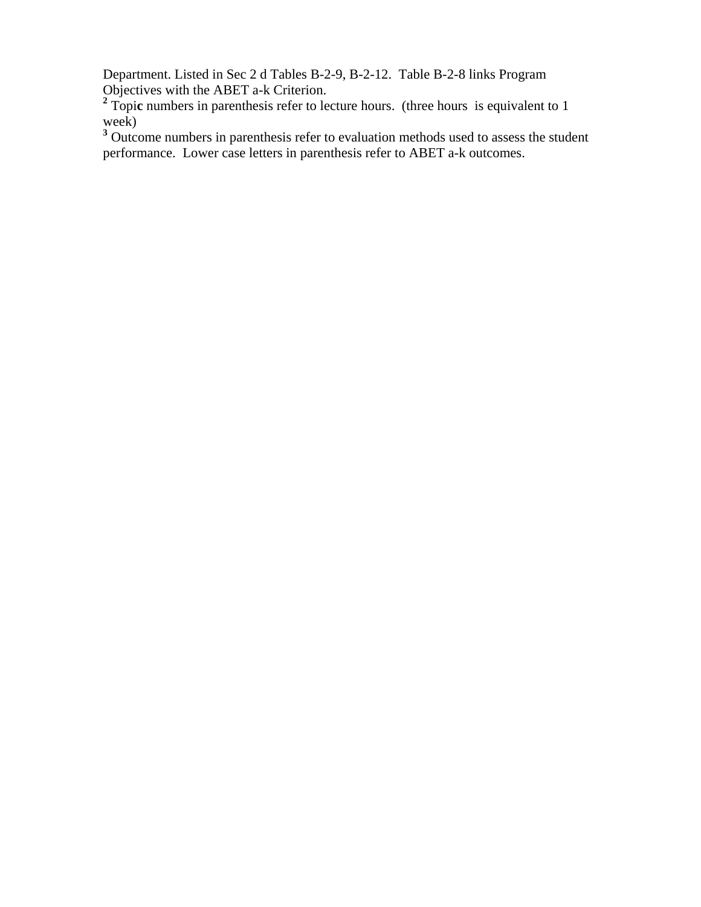Department. Listed in Sec 2 d Tables B-2-9, B-2-12. Table B-2-8 links Program Objectives with the ABET a-k Criterion.

[2] Topi**c** numbers in parenthesis refer to lecture hours. (three hours is equivalent to 1 week)

[3] Outcome numbers in parenthesis refer to evaluation methods used to assess the student performance. Lower case letters in parenthesis refer to ABET a-k outcomes.